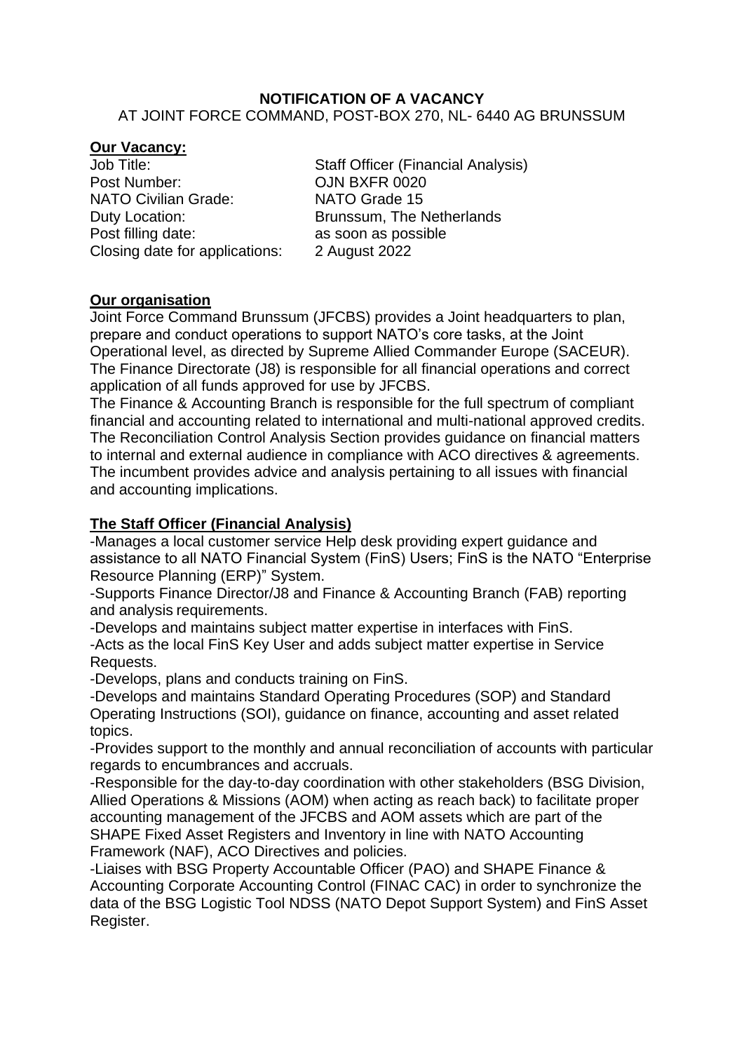**NOTIFICATION OF A VACANCY**

AT JOINT FORCE COMMAND, POST-BOX 270, NL- 6440 AG BRUNSSUM

## Our Vacancy:

| | |
|---|---|
| Job Title: | Staff Officer (Financial Analysis) |
| Post Number: | OJN BXFR 0020 |
| NATO Civilian Grade: | NATO Grade 15 |
| Duty Location: | Brunssum, The Netherlands |
| Post filling date: | as soon as possible |
| Closing date for applications: | 2 August 2022 |

## Our organisation

Joint Force Command Brunssum (JFCBS) provides a Joint headquarters to plan, prepare and conduct operations to support NATO's core tasks, at the Joint Operational level, as directed by Supreme Allied Commander Europe (SACEUR). The Finance Directorate (J8) is responsible for all financial operations and correct application of all funds approved for use by JFCBS.

The Finance & Accounting Branch is responsible for the full spectrum of compliant financial and accounting related to international and multi-national approved credits. The Reconciliation Control Analysis Section provides guidance on financial matters to internal and external audience in compliance with ACO directives & agreements. The incumbent provides advice and analysis pertaining to all issues with financial and accounting implications.

## The Staff Officer (Financial Analysis)

-Manages a local customer service Help desk providing expert guidance and assistance to all NATO Financial System (FinS) Users; FinS is the NATO "Enterprise Resource Planning (ERP)" System.

-Supports Finance Director/J8 and Finance & Accounting Branch (FAB) reporting and analysis requirements.

-Develops and maintains subject matter expertise in interfaces with FinS.

-Acts as the local FinS Key User and adds subject matter expertise in Service Requests.

-Develops, plans and conducts training on FinS.

-Develops and maintains Standard Operating Procedures (SOP) and Standard Operating Instructions (SOI), guidance on finance, accounting and asset related topics.

-Provides support to the monthly and annual reconciliation of accounts with particular regards to encumbrances and accruals.

-Responsible for the day-to-day coordination with other stakeholders (BSG Division, Allied Operations & Missions (AOM) when acting as reach back) to facilitate proper accounting management of the JFCBS and AOM assets which are part of the SHAPE Fixed Asset Registers and Inventory in line with NATO Accounting Framework (NAF), ACO Directives and policies.

-Liaises with BSG Property Accountable Officer (PAO) and SHAPE Finance & Accounting Corporate Accounting Control (FINAC CAC) in order to synchronize the data of the BSG Logistic Tool NDSS (NATO Depot Support System) and FinS Asset Register.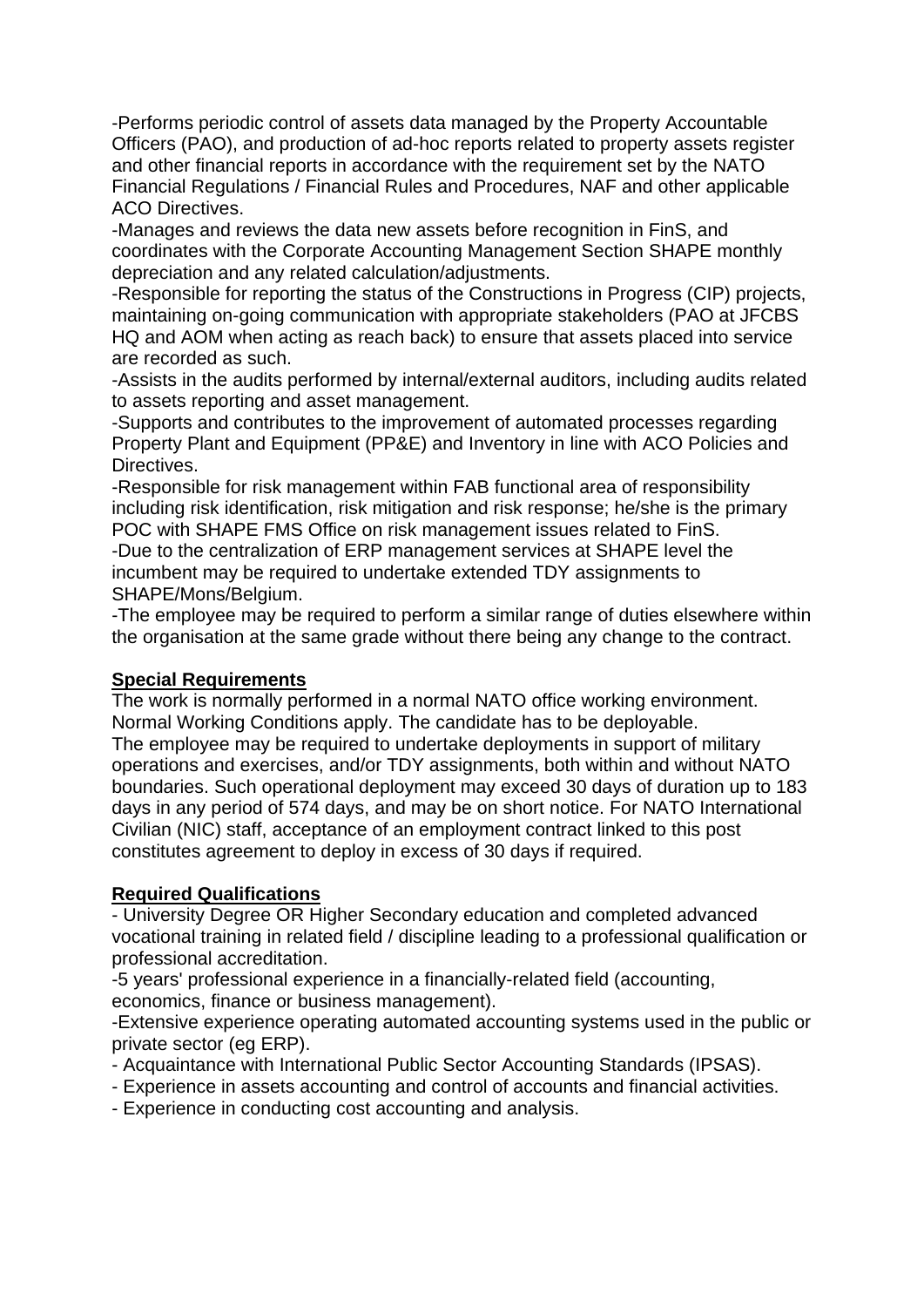-Performs periodic control of assets data managed by the Property Accountable Officers (PAO), and production of ad-hoc reports related to property assets register and other financial reports in accordance with the requirement set by the NATO Financial Regulations / Financial Rules and Procedures, NAF and other applicable ACO Directives.
-Manages and reviews the data new assets before recognition in FinS, and coordinates with the Corporate Accounting Management Section SHAPE monthly depreciation and any related calculation/adjustments.
-Responsible for reporting the status of the Constructions in Progress (CIP) projects, maintaining on-going communication with appropriate stakeholders (PAO at JFCBS HQ and AOM when acting as reach back) to ensure that assets placed into service are recorded as such.
-Assists in the audits performed by internal/external auditors, including audits related to assets reporting and asset management.
-Supports and contributes to the improvement of automated processes regarding Property Plant and Equipment (PP&E) and Inventory in line with ACO Policies and Directives.
-Responsible for risk management within FAB functional area of responsibility including risk identification, risk mitigation and risk response; he/she is the primary POC with SHAPE FMS Office on risk management issues related to FinS.
-Due to the centralization of ERP management services at SHAPE level the incumbent may be required to undertake extended TDY assignments to SHAPE/Mons/Belgium.
-The employee may be required to perform a similar range of duties elsewhere within the organisation at the same grade without there being any change to the contract.

**Special Requirements**

The work is normally performed in a normal NATO office working environment. Normal Working Conditions apply. The candidate has to be deployable.
The employee may be required to undertake deployments in support of military operations and exercises, and/or TDY assignments, both within and without NATO boundaries. Such operational deployment may exceed 30 days of duration up to 183 days in any period of 574 days, and may be on short notice. For NATO International Civilian (NIC) staff, acceptance of an employment contract linked to this post constitutes agreement to deploy in excess of 30 days if required.

**Required Qualifications**

- University Degree OR Higher Secondary education and completed advanced vocational training in related field / discipline leading to a professional qualification or professional accreditation.
-5 years' professional experience in a financially-related field (accounting, economics, finance or business management).
-Extensive experience operating automated accounting systems used in the public or private sector (eg ERP).
- Acquaintance with International Public Sector Accounting Standards (IPSAS).
- Experience in assets accounting and control of accounts and financial activities.
- Experience in conducting cost accounting and analysis.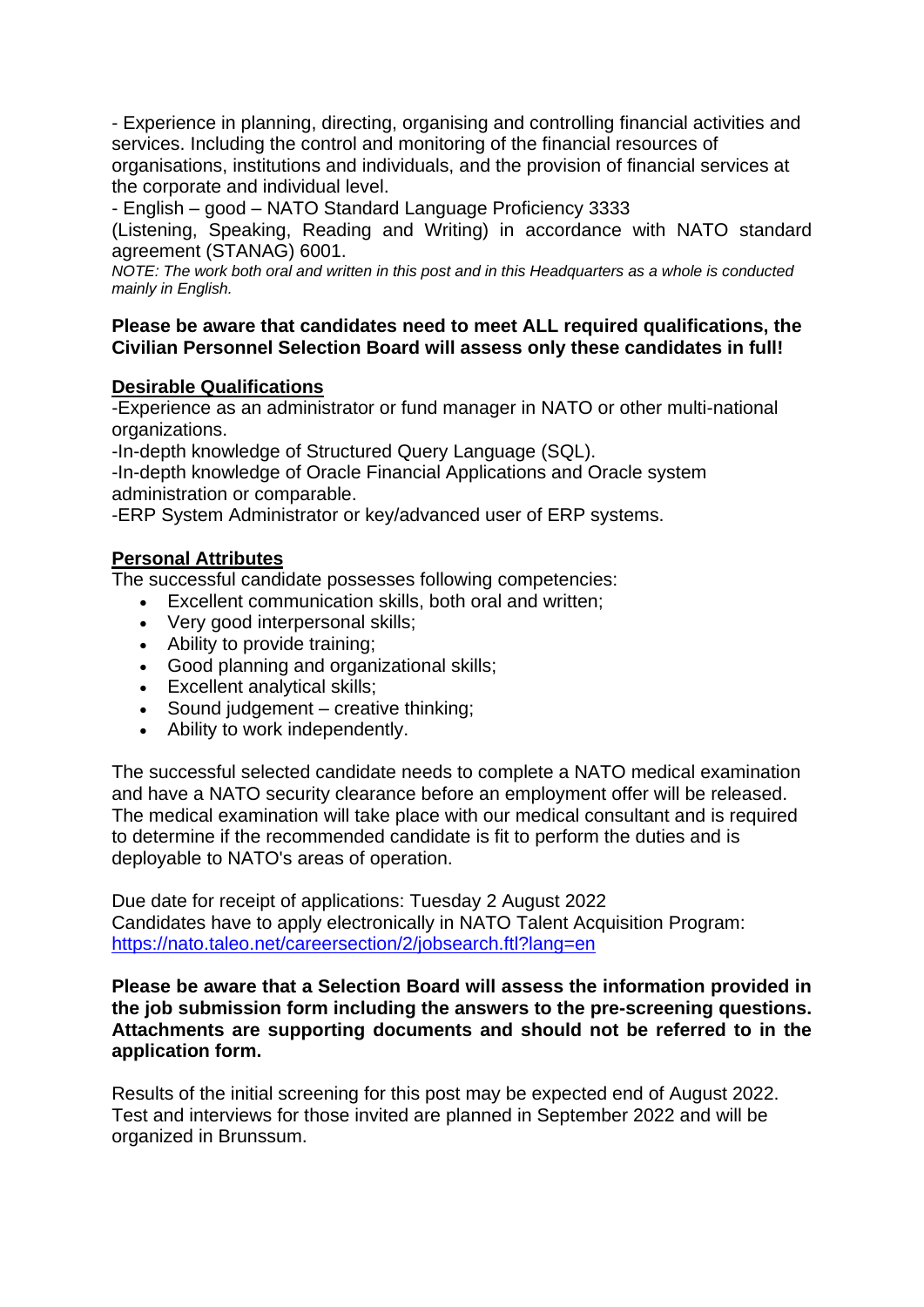- Experience in planning, directing, organising and controlling financial activities and services. Including the control and monitoring of the financial resources of organisations, institutions and individuals, and the provision of financial services at the corporate and individual level.

- English – good – NATO Standard Language Proficiency 3333 (Listening, Speaking, Reading and Writing) in accordance with NATO standard agreement (STANAG) 6001.

*NOTE: The work both oral and written in this post and in this Headquarters as a whole is conducted mainly in English.*

**Please be aware that candidates need to meet ALL required qualifications, the Civilian Personnel Selection Board will assess only these candidates in full!**

## Desirable Qualifications

-Experience as an administrator or fund manager in NATO or other multi-national organizations.

-In-depth knowledge of Structured Query Language (SQL).

-In-depth knowledge of Oracle Financial Applications and Oracle system administration or comparable.

-ERP System Administrator or key/advanced user of ERP systems.

## Personal Attributes

The successful candidate possesses following competencies:

- Excellent communication skills, both oral and written;
- Very good interpersonal skills;
- Ability to provide training;
- Good planning and organizational skills;
- Excellent analytical skills;
- Sound judgement – creative thinking;
- Ability to work independently.

The successful selected candidate needs to complete a NATO medical examination and have a NATO security clearance before an employment offer will be released. The medical examination will take place with our medical consultant and is required to determine if the recommended candidate is fit to perform the duties and is deployable to NATO's areas of operation.

Due date for receipt of applications: Tuesday 2 August 2022
Candidates have to apply electronically in NATO Talent Acquisition Program: https://nato.taleo.net/careersection/2/jobsearch.ftl?lang=en

**Please be aware that a Selection Board will assess the information provided in the job submission form including the answers to the pre-screening questions. Attachments are supporting documents and should not be referred to in the application form.**

Results of the initial screening for this post may be expected end of August 2022. Test and interviews for those invited are planned in September 2022 and will be organized in Brunssum.